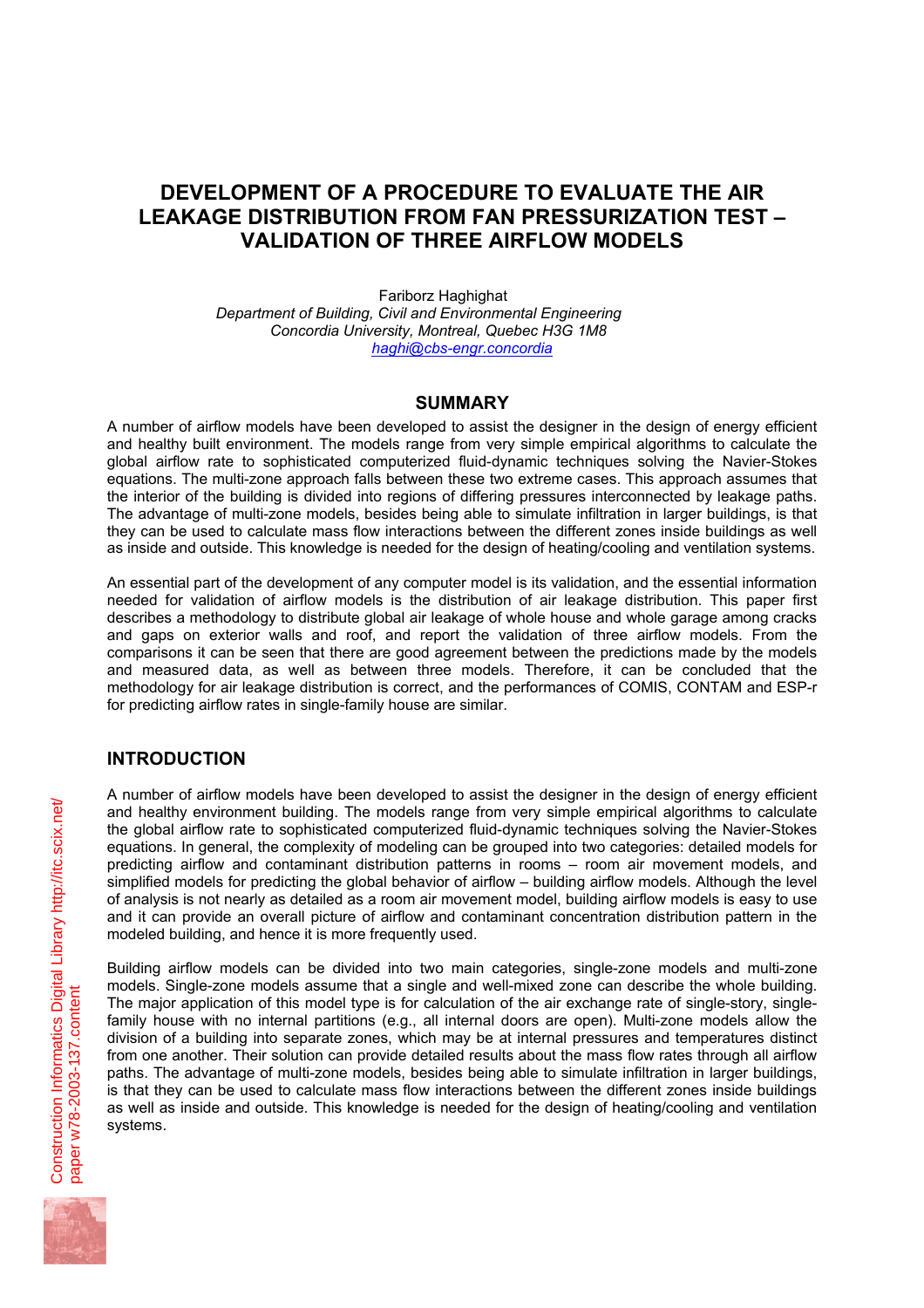# DEVELOPMENT OF A PROCEDURE TO EVALUATE THE AIR LEAKAGE DISTRIBUTION FROM FAN PRESSURIZATION TEST – VALIDATION OF THREE AIRFLOW MODELS

Fariborz Haghighat

*Department of Building, Civil and Environmental Engineering*
*Concordia University, Montreal, Quebec H3G 1M8*
*haghi@cbs-engr.concordia*

## SUMMARY

A number of airflow models have been developed to assist the designer in the design of energy efficient and healthy built environment. The models range from very simple empirical algorithms to calculate the global airflow rate to sophisticated computerized fluid-dynamic techniques solving the Navier-Stokes equations. The multi-zone approach falls between these two extreme cases. This approach assumes that the interior of the building is divided into regions of differing pressures interconnected by leakage paths. The advantage of multi-zone models, besides being able to simulate infiltration in larger buildings, is that they can be used to calculate mass flow interactions between the different zones inside buildings as well as inside and outside. This knowledge is needed for the design of heating/cooling and ventilation systems.

An essential part of the development of any computer model is its validation, and the essential information needed for validation of airflow models is the distribution of air leakage distribution. This paper first describes a methodology to distribute global air leakage of whole house and whole garage among cracks and gaps on exterior walls and roof, and report the validation of three airflow models. From the comparisons it can be seen that there are good agreement between the predictions made by the models and measured data, as well as between three models. Therefore, it can be concluded that the methodology for air leakage distribution is correct, and the performances of COMIS, CONTAM and ESP-r for predicting airflow rates in single-family house are similar.

## INTRODUCTION

A number of airflow models have been developed to assist the designer in the design of energy efficient and healthy environment building. The models range from very simple empirical algorithms to calculate the global airflow rate to sophisticated computerized fluid-dynamic techniques solving the Navier-Stokes equations. In general, the complexity of modeling can be grouped into two categories: detailed models for predicting airflow and contaminant distribution patterns in rooms – room air movement models, and simplified models for predicting the global behavior of airflow – building airflow models. Although the level of analysis is not nearly as detailed as a room air movement model, building airflow models is easy to use and it can provide an overall picture of airflow and contaminant concentration distribution pattern in the modeled building, and hence it is more frequently used.

Building airflow models can be divided into two main categories, single-zone models and multi-zone models. Single-zone models assume that a single and well-mixed zone can describe the whole building. The major application of this model type is for calculation of the air exchange rate of single-story, single-family house with no internal partitions (e.g., all internal doors are open). Multi-zone models allow the division of a building into separate zones, which may be at internal pressures and temperatures distinct from one another. Their solution can provide detailed results about the mass flow rates through all airflow paths. The advantage of multi-zone models, besides being able to simulate infiltration in larger buildings, is that they can be used to calculate mass flow interactions between the different zones inside buildings as well as inside and outside. This knowledge is needed for the design of heating/cooling and ventilation systems.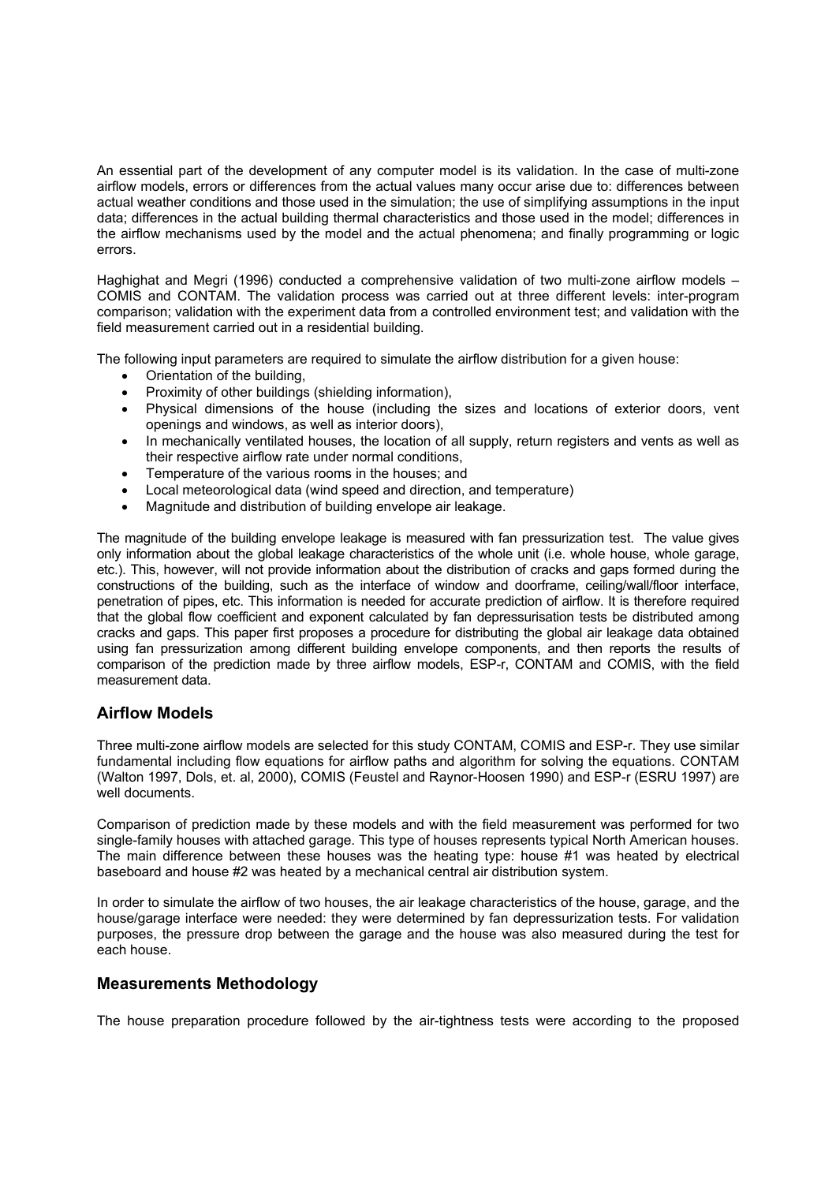An essential part of the development of any computer model is its validation. In the case of multi-zone airflow models, errors or differences from the actual values many occur arise due to: differences between actual weather conditions and those used in the simulation; the use of simplifying assumptions in the input data; differences in the actual building thermal characteristics and those used in the model; differences in the airflow mechanisms used by the model and the actual phenomena; and finally programming or logic errors.

Haghighat and Megri (1996) conducted a comprehensive validation of two multi-zone airflow models – COMIS and CONTAM. The validation process was carried out at three different levels: inter-program comparison; validation with the experiment data from a controlled environment test; and validation with the field measurement carried out in a residential building.

The following input parameters are required to simulate the airflow distribution for a given house:

- Orientation of the building,
- Proximity of other buildings (shielding information),
- Physical dimensions of the house (including the sizes and locations of exterior doors, vent openings and windows, as well as interior doors),
- In mechanically ventilated houses, the location of all supply, return registers and vents as well as their respective airflow rate under normal conditions,
- Temperature of the various rooms in the houses; and
- Local meteorological data (wind speed and direction, and temperature)
- Magnitude and distribution of building envelope air leakage.

The magnitude of the building envelope leakage is measured with fan pressurization test. The value gives only information about the global leakage characteristics of the whole unit (i.e. whole house, whole garage, etc.). This, however, will not provide information about the distribution of cracks and gaps formed during the constructions of the building, such as the interface of window and doorframe, ceiling/wall/floor interface, penetration of pipes, etc. This information is needed for accurate prediction of airflow. It is therefore required that the global flow coefficient and exponent calculated by fan depressurisation tests be distributed among cracks and gaps. This paper first proposes a procedure for distributing the global air leakage data obtained using fan pressurization among different building envelope components, and then reports the results of comparison of the prediction made by three airflow models, ESP-r, CONTAM and COMIS, with the field measurement data.

## Airflow Models

Three multi-zone airflow models are selected for this study CONTAM, COMIS and ESP-r. They use similar fundamental including flow equations for airflow paths and algorithm for solving the equations. CONTAM (Walton 1997, Dols, et. al, 2000), COMIS (Feustel and Raynor-Hoosen 1990) and ESP-r (ESRU 1997) are well documents.

Comparison of prediction made by these models and with the field measurement was performed for two single-family houses with attached garage. This type of houses represents typical North American houses. The main difference between these houses was the heating type: house #1 was heated by electrical baseboard and house #2 was heated by a mechanical central air distribution system.

In order to simulate the airflow of two houses, the air leakage characteristics of the house, garage, and the house/garage interface were needed: they were determined by fan depressurization tests. For validation purposes, the pressure drop between the garage and the house was also measured during the test for each house.

## Measurements Methodology

The house preparation procedure followed by the air-tightness tests were according to the proposed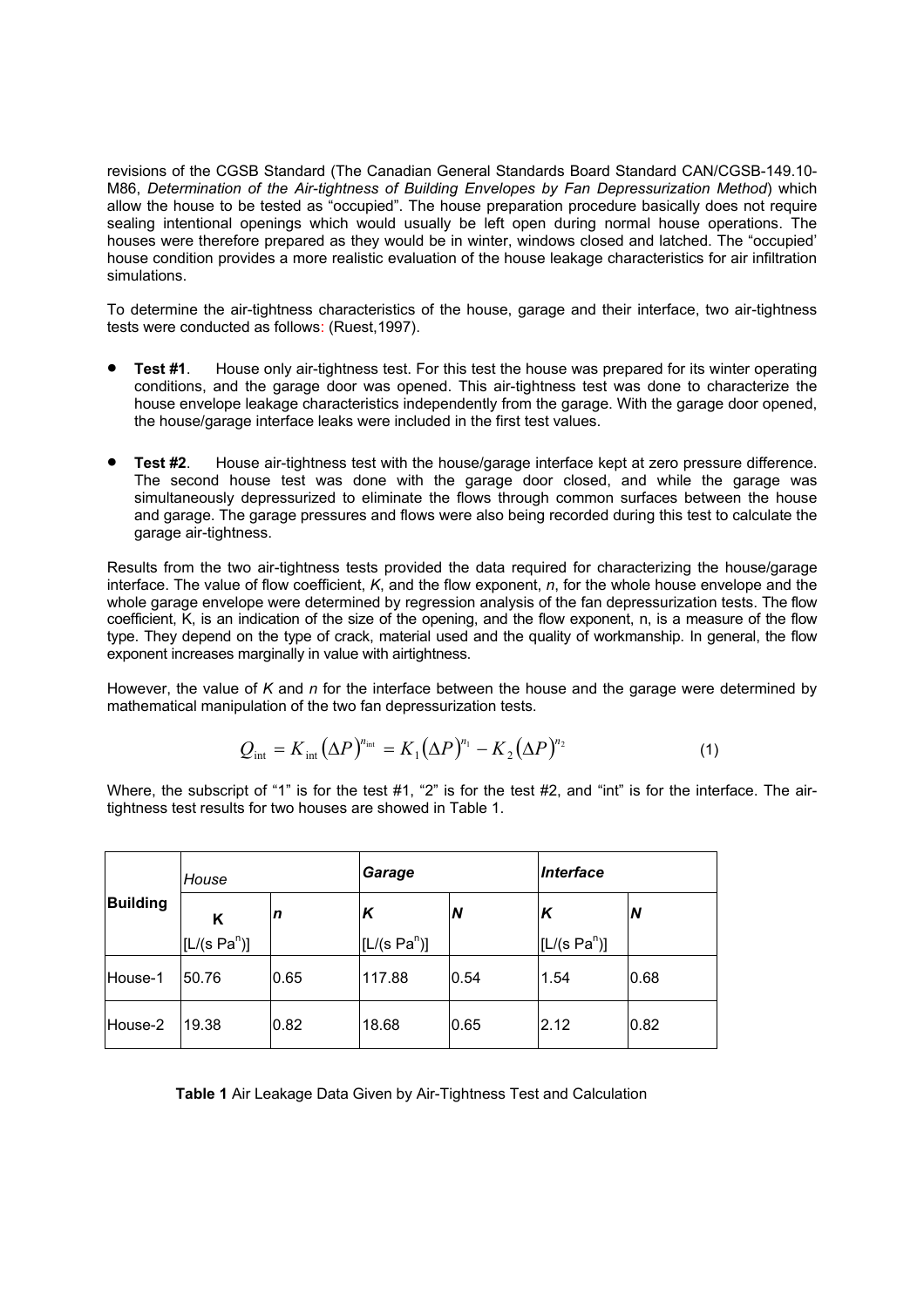revisions of the CGSB Standard (The Canadian General Standards Board Standard CAN/CGSB-149.10-M86, *Determination of the Air-tightness of Building Envelopes by Fan Depressurization Method*) which allow the house to be tested as "occupied". The house preparation procedure basically does not require sealing intentional openings which would usually be left open during normal house operations. The houses were therefore prepared as they would be in winter, windows closed and latched. The "occupied' house condition provides a more realistic evaluation of the house leakage characteristics for air infiltration simulations.

To determine the air-tightness characteristics of the house, garage and their interface, two air-tightness tests were conducted as follows: (Ruest,1997).

- **Test #1**. House only air-tightness test. For this test the house was prepared for its winter operating conditions, and the garage door was opened. This air-tightness test was done to characterize the house envelope leakage characteristics independently from the garage. With the garage door opened, the house/garage interface leaks were included in the first test values.

- **Test #2**. House air-tightness test with the house/garage interface kept at zero pressure difference. The second house test was done with the garage door closed, and while the garage was simultaneously depressurized to eliminate the flows through common surfaces between the house and garage. The garage pressures and flows were also being recorded during this test to calculate the garage air-tightness.

Results from the two air-tightness tests provided the data required for characterizing the house/garage interface. The value of flow coefficient, *K*, and the flow exponent, *n*, for the whole house envelope and the whole garage envelope were determined by regression analysis of the fan depressurization tests. The flow coefficient, K, is an indication of the size of the opening, and the flow exponent, n, is a measure of the flow type. They depend on the type of crack, material used and the quality of workmanship. In general, the flow exponent increases marginally in value with airtightness.

However, the value of *K* and *n* for the interface between the house and the garage were determined by mathematical manipulation of the two fan depressurization tests.

$$Q_{\text{int}} = K_{\text{int}} \left(\Delta P\right)^{n_{\text{int}}} = K_1 \left(\Delta P\right)^{n_1} - K_2 \left(\Delta P\right)^{n_2} \tag{1}$$

Where, the subscript of "1" is for the test #1, "2" is for the test #2, and "int" is for the interface. The air-tightness test results for two houses are showed in Table 1.

| Building | House | | Garage | | Interface | |
|---|---|---|---|---|---|---|
| | K [L/(s Pa$^n$)] | n | K [L/(s Pa$^n$)] | N | K [L/(s Pa$^n$)] | N |
| House-1 | 50.76 | 0.65 | 117.88 | 0.54 | 1.54 | 0.68 |
| House-2 | 19.38 | 0.82 | 18.68 | 0.65 | 2.12 | 0.82 |

**Table 1** Air Leakage Data Given by Air-Tightness Test and Calculation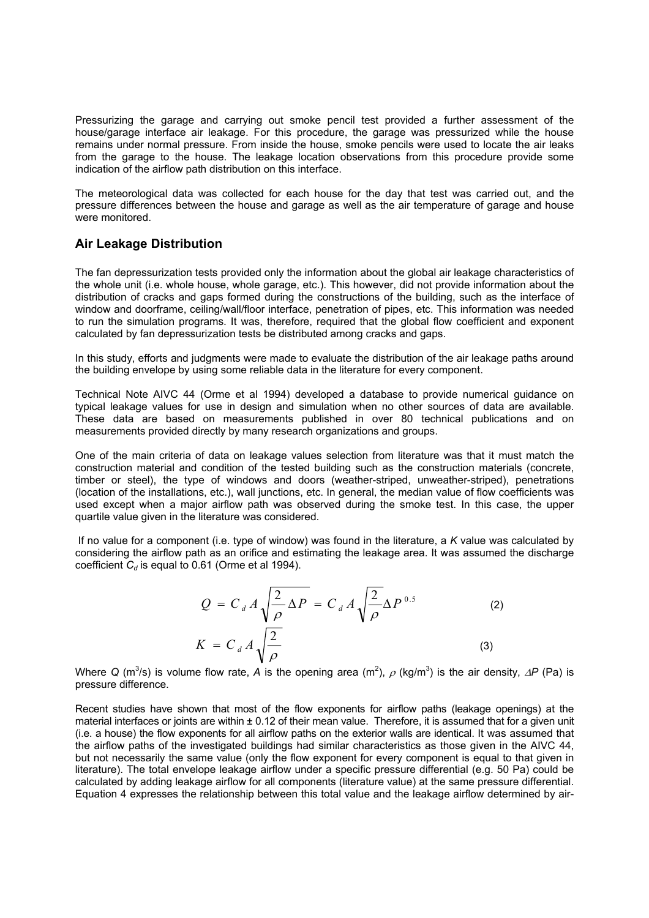Pressurizing the garage and carrying out smoke pencil test provided a further assessment of the house/garage interface air leakage. For this procedure, the garage was pressurized while the house remains under normal pressure. From inside the house, smoke pencils were used to locate the air leaks from the garage to the house. The leakage location observations from this procedure provide some indication of the airflow path distribution on this interface.

The meteorological data was collected for each house for the day that test was carried out, and the pressure differences between the house and garage as well as the air temperature of garage and house were monitored.

## Air Leakage Distribution

The fan depressurization tests provided only the information about the global air leakage characteristics of the whole unit (i.e. whole house, whole garage, etc.). This however, did not provide information about the distribution of cracks and gaps formed during the constructions of the building, such as the interface of window and doorframe, ceiling/wall/floor interface, penetration of pipes, etc. This information was needed to run the simulation programs. It was, therefore, required that the global flow coefficient and exponent calculated by fan depressurization tests be distributed among cracks and gaps.

In this study, efforts and judgments were made to evaluate the distribution of the air leakage paths around the building envelope by using some reliable data in the literature for every component.

Technical Note AIVC 44 (Orme et al 1994) developed a database to provide numerical guidance on typical leakage values for use in design and simulation when no other sources of data are available. These data are based on measurements published in over 80 technical publications and on measurements provided directly by many research organizations and groups.

One of the main criteria of data on leakage values selection from literature was that it must match the construction material and condition of the tested building such as the construction materials (concrete, timber or steel), the type of windows and doors (weather-striped, unweather-striped), penetrations (location of the installations, etc.), wall junctions, etc. In general, the median value of flow coefficients was used except when a major airflow path was observed during the smoke test. In this case, the upper quartile value given in the literature was considered.

If no value for a component (i.e. type of window) was found in the literature, a *K* value was calculated by considering the airflow path as an orifice and estimating the leakage area. It was assumed the discharge coefficient $C_d$ is equal to 0.61 (Orme et al 1994).

$$Q = C_d A \sqrt{\frac{2}{\rho} \Delta P} = C_d A \sqrt{\frac{2}{\rho}} \Delta P^{0.5} \qquad (2)$$

$$K = C_d A \sqrt{\frac{2}{\rho}} \qquad (3)$$

Where $Q$ ($m^3$/s) is volume flow rate, $A$ is the opening area ($m^2$), $\rho$ (kg/$m^3$) is the air density, $\Delta P$ (Pa) is pressure difference.

Recent studies have shown that most of the flow exponents for airflow paths (leakage openings) at the material interfaces or joints are within ± 0.12 of their mean value. Therefore, it is assumed that for a given unit (i.e. a house) the flow exponents for all airflow paths on the exterior walls are identical. It was assumed that the airflow paths of the investigated buildings had similar characteristics as those given in the AIVC 44, but not necessarily the same value (only the flow exponent for every component is equal to that given in literature). The total envelope leakage airflow under a specific pressure differential (e.g. 50 Pa) could be calculated by adding leakage airflow for all components (literature value) at the same pressure differential. Equation 4 expresses the relationship between this total value and the leakage airflow determined by air-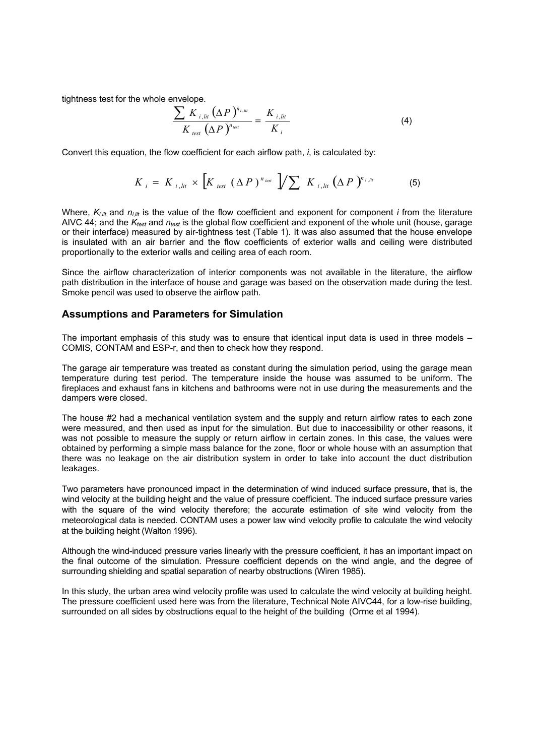tightness test for the whole envelope.

$$\frac{\sum K_{i,lit}\left(\Delta P\right)^{n_{i,lit}}}{K_{test}\left(\Delta P\right)^{n_{test}}} = \frac{K_{i,lit}}{K_{i}} \tag{4}$$

Convert this equation, the flow coefficient for each airflow path, *i*, is calculated by:

$$K_{i} = K_{i,lit} \times \left[K_{test}\,(\Delta P)^{n_{test}}\right] \Big/ \sum K_{i,lit}\left(\Delta P\right)^{n_{i,lit}} \tag{5}$$

Where, $K_{i,lit}$ and $n_{i,lit}$ is the value of the flow coefficient and exponent for component *i* from the literature AIVC 44; and the $K_{test}$ and $n_{test}$ is the global flow coefficient and exponent of the whole unit (house, garage or their interface) measured by air-tightness test (Table 1). It was also assumed that the house envelope is insulated with an air barrier and the flow coefficients of exterior walls and ceiling were distributed proportionally to the exterior walls and ceiling area of each room.

Since the airflow characterization of interior components was not available in the literature, the airflow path distribution in the interface of house and garage was based on the observation made during the test. Smoke pencil was used to observe the airflow path.

## Assumptions and Parameters for Simulation

The important emphasis of this study was to ensure that identical input data is used in three models – COMIS, CONTAM and ESP-r, and then to check how they respond.

The garage air temperature was treated as constant during the simulation period, using the garage mean temperature during test period. The temperature inside the house was assumed to be uniform. The fireplaces and exhaust fans in kitchens and bathrooms were not in use during the measurements and the dampers were closed.

The house #2 had a mechanical ventilation system and the supply and return airflow rates to each zone were measured, and then used as input for the simulation. But due to inaccessibility or other reasons, it was not possible to measure the supply or return airflow in certain zones. In this case, the values were obtained by performing a simple mass balance for the zone, floor or whole house with an assumption that there was no leakage on the air distribution system in order to take into account the duct distribution leakages.

Two parameters have pronounced impact in the determination of wind induced surface pressure, that is, the wind velocity at the building height and the value of pressure coefficient. The induced surface pressure varies with the square of the wind velocity therefore; the accurate estimation of site wind velocity from the meteorological data is needed. CONTAM uses a power law wind velocity profile to calculate the wind velocity at the building height (Walton 1996).

Although the wind-induced pressure varies linearly with the pressure coefficient, it has an important impact on the final outcome of the simulation. Pressure coefficient depends on the wind angle, and the degree of surrounding shielding and spatial separation of nearby obstructions (Wiren 1985).

In this study, the urban area wind velocity profile was used to calculate the wind velocity at building height. The pressure coefficient used here was from the literature, Technical Note AIVC44, for a low-rise building, surrounded on all sides by obstructions equal to the height of the building (Orme et al 1994).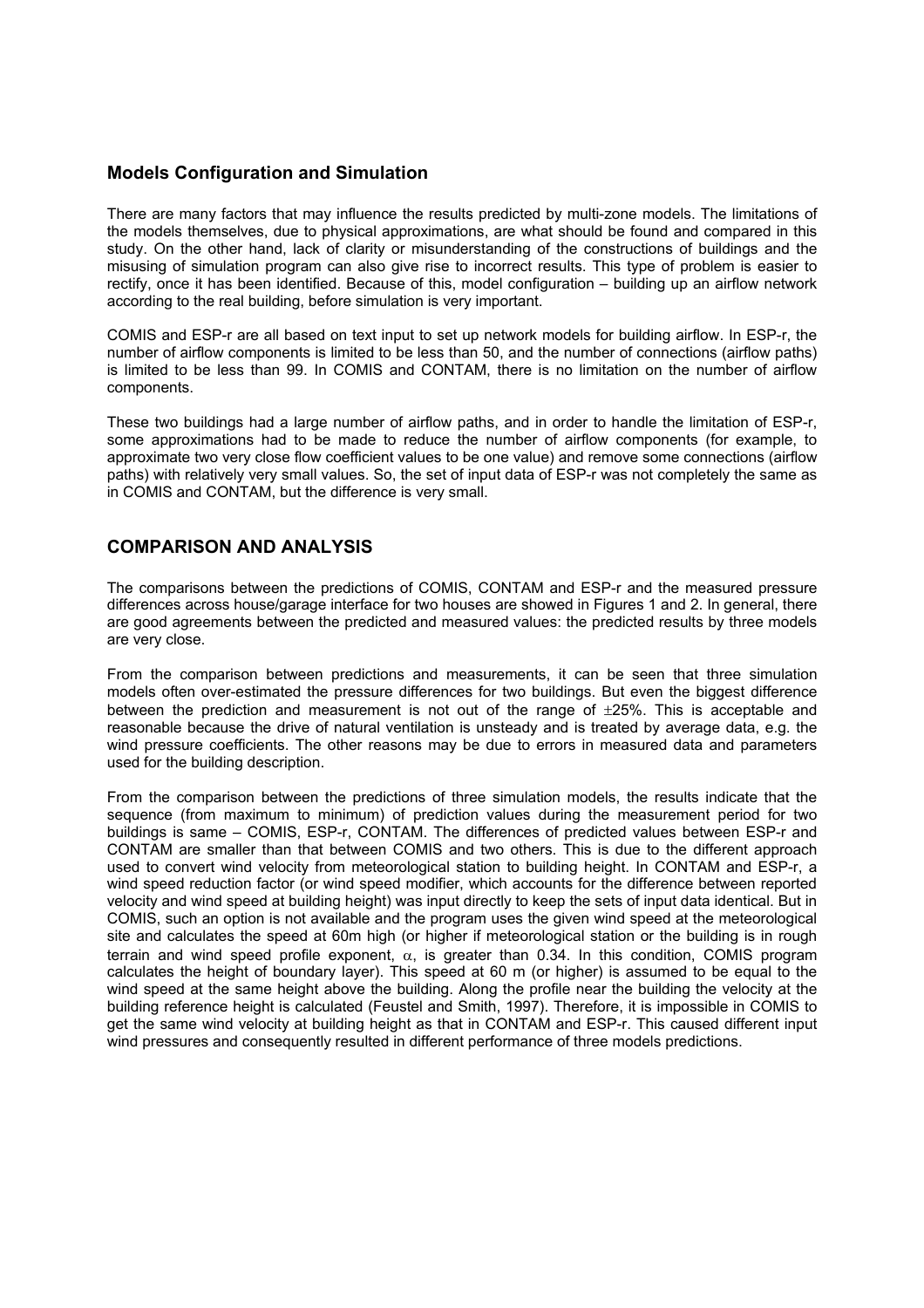### Models Configuration and Simulation

There are many factors that may influence the results predicted by multi-zone models. The limitations of the models themselves, due to physical approximations, are what should be found and compared in this study. On the other hand, lack of clarity or misunderstanding of the constructions of buildings and the misusing of simulation program can also give rise to incorrect results. This type of problem is easier to rectify, once it has been identified. Because of this, model configuration – building up an airflow network according to the real building, before simulation is very important.

COMIS and ESP-r are all based on text input to set up network models for building airflow. In ESP-r, the number of airflow components is limited to be less than 50, and the number of connections (airflow paths) is limited to be less than 99. In COMIS and CONTAM, there is no limitation on the number of airflow components.

These two buildings had a large number of airflow paths, and in order to handle the limitation of ESP-r, some approximations had to be made to reduce the number of airflow components (for example, to approximate two very close flow coefficient values to be one value) and remove some connections (airflow paths) with relatively very small values. So, the set of input data of ESP-r was not completely the same as in COMIS and CONTAM, but the difference is very small.

## COMPARISON AND ANALYSIS

The comparisons between the predictions of COMIS, CONTAM and ESP-r and the measured pressure differences across house/garage interface for two houses are showed in Figures 1 and 2. In general, there are good agreements between the predicted and measured values: the predicted results by three models are very close.

From the comparison between predictions and measurements, it can be seen that three simulation models often over-estimated the pressure differences for two buildings. But even the biggest difference between the prediction and measurement is not out of the range of $\pm 25\%$. This is acceptable and reasonable because the drive of natural ventilation is unsteady and is treated by average data, e.g. the wind pressure coefficients. The other reasons may be due to errors in measured data and parameters used for the building description.

From the comparison between the predictions of three simulation models, the results indicate that the sequence (from maximum to minimum) of prediction values during the measurement period for two buildings is same – COMIS, ESP-r, CONTAM. The differences of predicted values between ESP-r and CONTAM are smaller than that between COMIS and two others. This is due to the different approach used to convert wind velocity from meteorological station to building height. In CONTAM and ESP-r, a wind speed reduction factor (or wind speed modifier, which accounts for the difference between reported velocity and wind speed at building height) was input directly to keep the sets of input data identical. But in COMIS, such an option is not available and the program uses the given wind speed at the meteorological site and calculates the speed at 60m high (or higher if meteorological station or the building is in rough terrain and wind speed profile exponent, $\alpha$, is greater than 0.34. In this condition, COMIS program calculates the height of boundary layer). This speed at 60 m (or higher) is assumed to be equal to the wind speed at the same height above the building. Along the profile near the building the velocity at the building reference height is calculated (Feustel and Smith, 1997). Therefore, it is impossible in COMIS to get the same wind velocity at building height as that in CONTAM and ESP-r. This caused different input wind pressures and consequently resulted in different performance of three models predictions.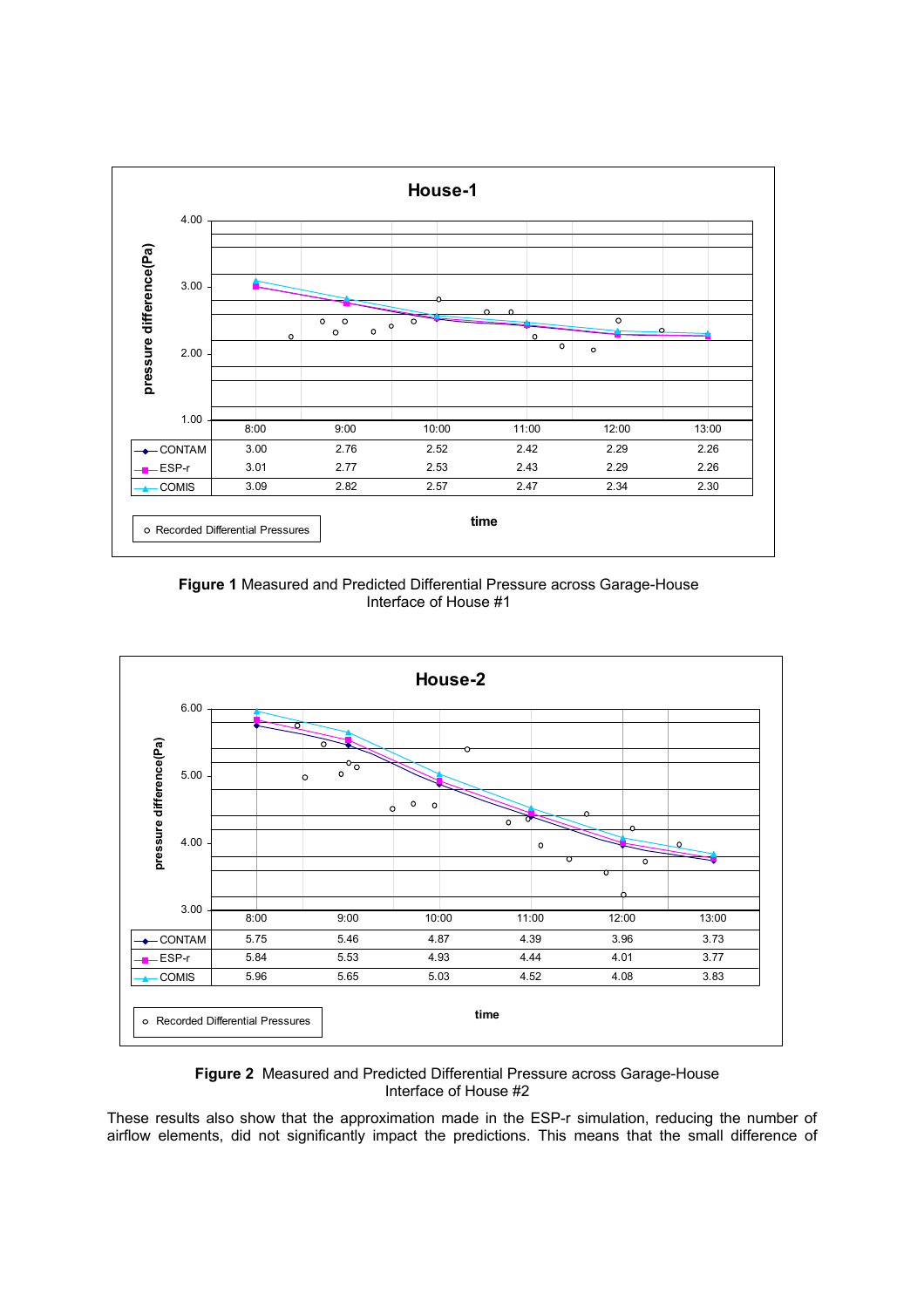| | 8:00 | 9:00 | 10:00 | 11:00 | 12:00 | 13:00 |
|---|---|---|---|---|---|---|
| CONTAM | 3.00 | 2.76 | 2.52 | 2.42 | 2.29 | 2.26 |
| ESP-r | 3.01 | 2.77 | 2.53 | 2.43 | 2.29 | 2.26 |
| COMIS | 3.09 | 2.82 | 2.57 | 2.47 | 2.34 | 2.30 |

**Figure 1** Measured and Predicted Differential Pressure across Garage-House Interface of House #1

| | 8:00 | 9:00 | 10:00 | 11:00 | 12:00 | 13:00 |
|---|---|---|---|---|---|---|
| CONTAM | 5.75 | 5.46 | 4.87 | 4.39 | 3.96 | 3.73 |
| ESP-r | 5.84 | 5.53 | 4.93 | 4.44 | 4.01 | 3.77 |
| COMIS | 5.96 | 5.65 | 5.03 | 4.52 | 4.08 | 3.83 |

**Figure 2** Measured and Predicted Differential Pressure across Garage-House Interface of House #2

These results also show that the approximation made in the ESP-r simulation, reducing the number of airflow elements, did not significantly impact the predictions. This means that the small difference of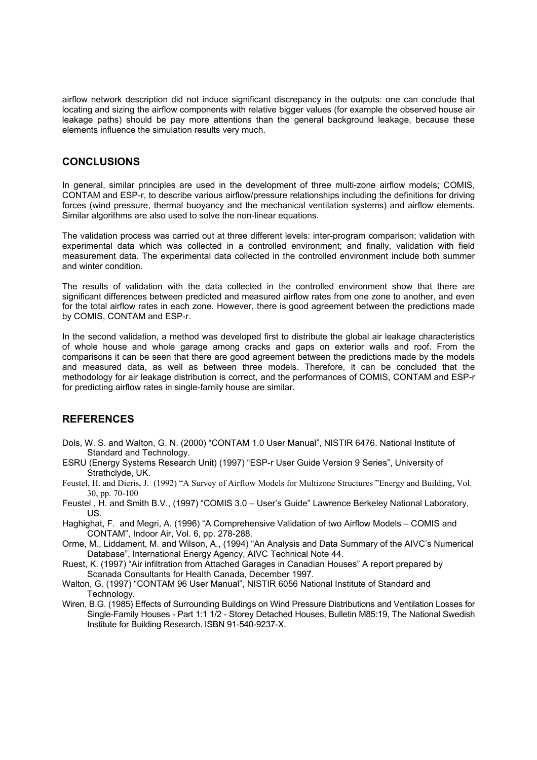airflow network description did not induce significant discrepancy in the outputs: one can conclude that locating and sizing the airflow components with relative bigger values (for example the observed house air leakage paths) should be pay more attentions than the general background leakage, because these elements influence the simulation results very much.

## CONCLUSIONS

In general, similar principles are used in the development of three multi-zone airflow models; COMIS, CONTAM and ESP-r, to describe various airflow/pressure relationships including the definitions for driving forces (wind pressure, thermal buoyancy and the mechanical ventilation systems) and airflow elements. Similar algorithms are also used to solve the non-linear equations.

The validation process was carried out at three different levels: inter-program comparison; validation with experimental data which was collected in a controlled environment; and finally, validation with field measurement data. The experimental data collected in the controlled environment include both summer and winter condition.

The results of validation with the data collected in the controlled environment show that there are significant differences between predicted and measured airflow rates from one zone to another, and even for the total airflow rates in each zone. However, there is good agreement between the predictions made by COMIS, CONTAM and ESP-r.

In the second validation, a method was developed first to distribute the global air leakage characteristics of whole house and whole garage among cracks and gaps on exterior walls and roof. From the comparisons it can be seen that there are good agreement between the predictions made by the models and measured data, as well as between three models. Therefore, it can be concluded that the methodology for air leakage distribution is correct, and the performances of COMIS, CONTAM and ESP-r for predicting airflow rates in single-family house are similar.

## REFERENCES

Dols, W. S. and Walton, G. N. (2000) "CONTAM 1.0 User Manual", NISTIR 6476. National Institute of Standard and Technology.

ESRU (Energy Systems Research Unit) (1997) "ESP-r User Guide Version 9 Series", University of Strathclyde, UK.

Feustel, H. and Dieris, J. (1992) "A Survey of Airflow Models for Multizone Structures "Energy and Building, Vol. 30, pp. 70-100

Feustel , H. and Smith B.V., (1997) "COMIS 3.0 – User's Guide" Lawrence Berkeley National Laboratory, US.

Haghighat, F. and Megri, A. (1996) "A Comprehensive Validation of two Airflow Models – COMIS and CONTAM", Indoor Air, Vol. 6, pp. 278-288.

Orme, M., Liddament, M. and Wilson, A., (1994) "An Analysis and Data Summary of the AIVC's Numerical Database", International Energy Agency, AIVC Technical Note 44.

Ruest, K. (1997) "Air infiltration from Attached Garages in Canadian Houses" A report prepared by Scanada Consultants for Health Canada, December 1997.

Walton, G. (1997) "CONTAM 96 User Manual", NISTIR 6056 National Institute of Standard and Technology.

Wiren, B.G. (1985) Effects of Surrounding Buildings on Wind Pressure Distributions and Ventilation Losses for Single-Family Houses - Part 1:1 1/2 - Storey Detached Houses, Bulletin M85:19, The National Swedish Institute for Building Research. ISBN 91-540-9237-X.